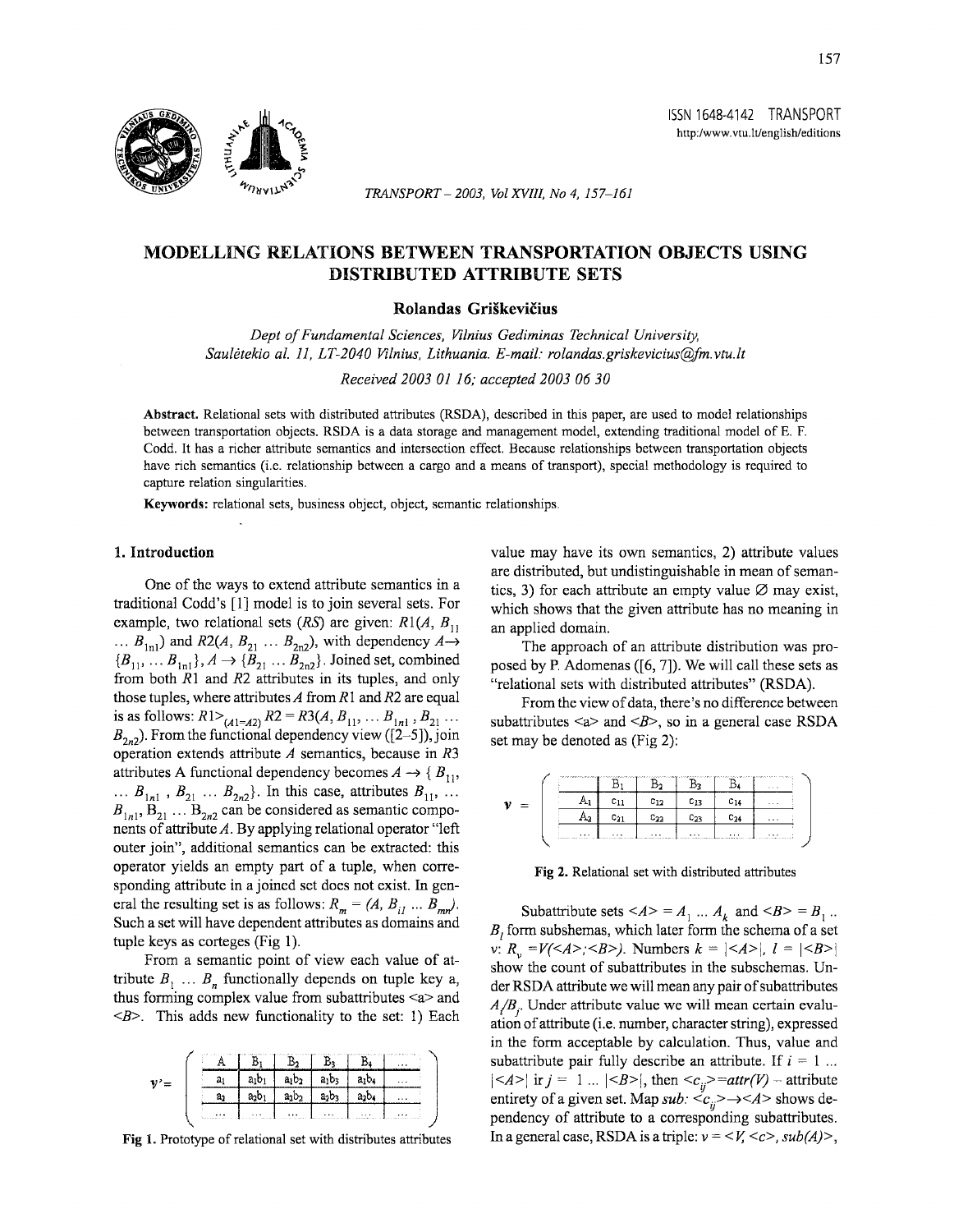ISSN 1648-4142 TRANSPORT
http://www.vtu.lt/english/editions

# MODELLING RELATIONS BETWEEN TRANSPORTATION OBJECTS USING DISTRIBUTED ATTRIBUTE SETS

**Rolandas Griškevičius**

*Dept of Fundamental Sciences, Vilnius Gediminas Technical University, Saulėtekio al. 11, LT-2040 Vilnius, Lithuania. E-mail: rolandas.griskevicius@fm.vtu.lt*

*Received 2003 01 16; accepted 2003 06 30*

**Abstract.** Relational sets with distributed attributes (RSDA), described in this paper, are used to model relationships between transportation objects. RSDA is a data storage and management model, extending traditional model of E. F. Codd. It has a richer attribute semantics and intersection effect. Because relationships between transportation objects have rich semantics (i.e. relationship between a cargo and a means of transport), special methodology is required to capture relation singularities.

**Keywords:** relational sets, business object, object, semantic relationships.

## 1. Introduction

One of the ways to extend attribute semantics in a traditional Codd's [1] model is to join several sets. For example, two relational sets (*RS*) are given: $R1(A, B_{11} \ldots B_{1n1})$ and $R2(A, B_{21} \ldots B_{2n2})$, with dependency $A \rightarrow \{B_{11}, \ldots B_{1n1}\}$, $A \rightarrow \{B_{21} \ldots B_{2n2}\}$. Joined set, combined from both $R1$ and $R2$ attributes in its tuples, and only those tuples, where attributes $A$ from $R1$ and $R2$ are equal is as follows: $R1 >_{(A1=A2)} R2 = R3(A, B_{11}, \ldots B_{1n1}, B_{21} \ldots B_{2n2})$. From the functional dependency view ([2–5]), join operation extends attribute $A$ semantics, because in $R3$ attributes A functional dependency becomes $A \rightarrow \{B_{11}, \ldots B_{1n1}, B_{21} \ldots B_{2n2}\}$. In this case, attributes $B_{11}, \ldots B_{1n1}, B_{21} \ldots B_{2n2}$ can be considered as semantic components of attribute $A$. By applying relational operator "left outer join", additional semantics can be extracted: this operator yields an empty part of a tuple, when corresponding attribute in a joined set does not exist. In general the resulting set is as follows: $R_m = (A, B_{i1} \ldots B_{mn})$. Such a set will have dependent attributes as domains and tuple keys as corteges (Fig 1).

From a semantic point of view each value of attribute $B_1 \ldots B_n$ functionally depends on tuple key a, thus forming complex value from subattributes <a> and <B>. This adds new functionality to the set: 1) Each value may have its own semantics, 2) attribute values are distributed, but undistinguishable in mean of semantics, 3) for each attribute an empty value ∅ may exist, which shows that the given attribute has no meaning in an applied domain.

$v' =$

| A | B₁ | B₂ | B₃ | B₄ | ... |
|---|---|---|---|---|---|
| $a_1$ | $a_1b_1$ | $a_1b_2$ | $a_1b_3$ | $a_1b_4$ | ... |
| $a_2$ | $a_2b_1$ | $a_2b_2$ | $a_2b_3$ | $a_2b_4$ | ... |
| ... | ... | ... | ... | ... | ... |

**Fig 1.** Prototype of relational set with distributes attributes

The approach of an attribute distribution was proposed by P. Adomenas ([6, 7]). We will call these sets as "relational sets with distributed attributes" (RSDA).

From the view of data, there's no difference between subattributes <a> and <B>, so in a general case RSDA set may be denoted as (Fig 2):

$v =$

| | $B_1$ | $B_2$ | $B_3$ | $B_4$ | ... |
|---|---|---|---|---|---|
| $A_1$ | $c_{11}$ | $c_{12}$ | $c_{13}$ | $c_{14}$ | ... |
| $A_2$ | $c_{21}$ | $c_{22}$ | $c_{23}$ | $c_{24}$ | ... |
| ... | ... | ... | ... | ... | ... |

**Fig 2.** Relational set with distributed attributes

Subattribute sets $<A> = A_1 \ldots A_k$ and $<B> = B_1 \ldots B_l$ form subshemas, which later form the schema of a set $v$: $R_v = V(<A>;<B>)$. Numbers $k = |<A>|$, $l = |<B>|$ show the count of subattributes in the subschemas. Under RSDA attribute we will mean any pair of subattributes $A_i/B_j$. Under attribute value we will mean certain evaluation of attribute (i.e. number, character string), expressed in the form acceptable by calculation. Thus, value and subattribute pair fully describe an attribute. If $i = 1 \ldots |<A>|$ ir $j = 1 \ldots |<B>|$, then $<c_{ij}> = attr(V)$ – attribute entirety of a given set. Map $sub$: $<c_{ij}> \rightarrow <A>$ shows dependency of attribute to a corresponding subattributes. In a general case, RSDA is a triple: $v = <V, <c>, sub(A)>$,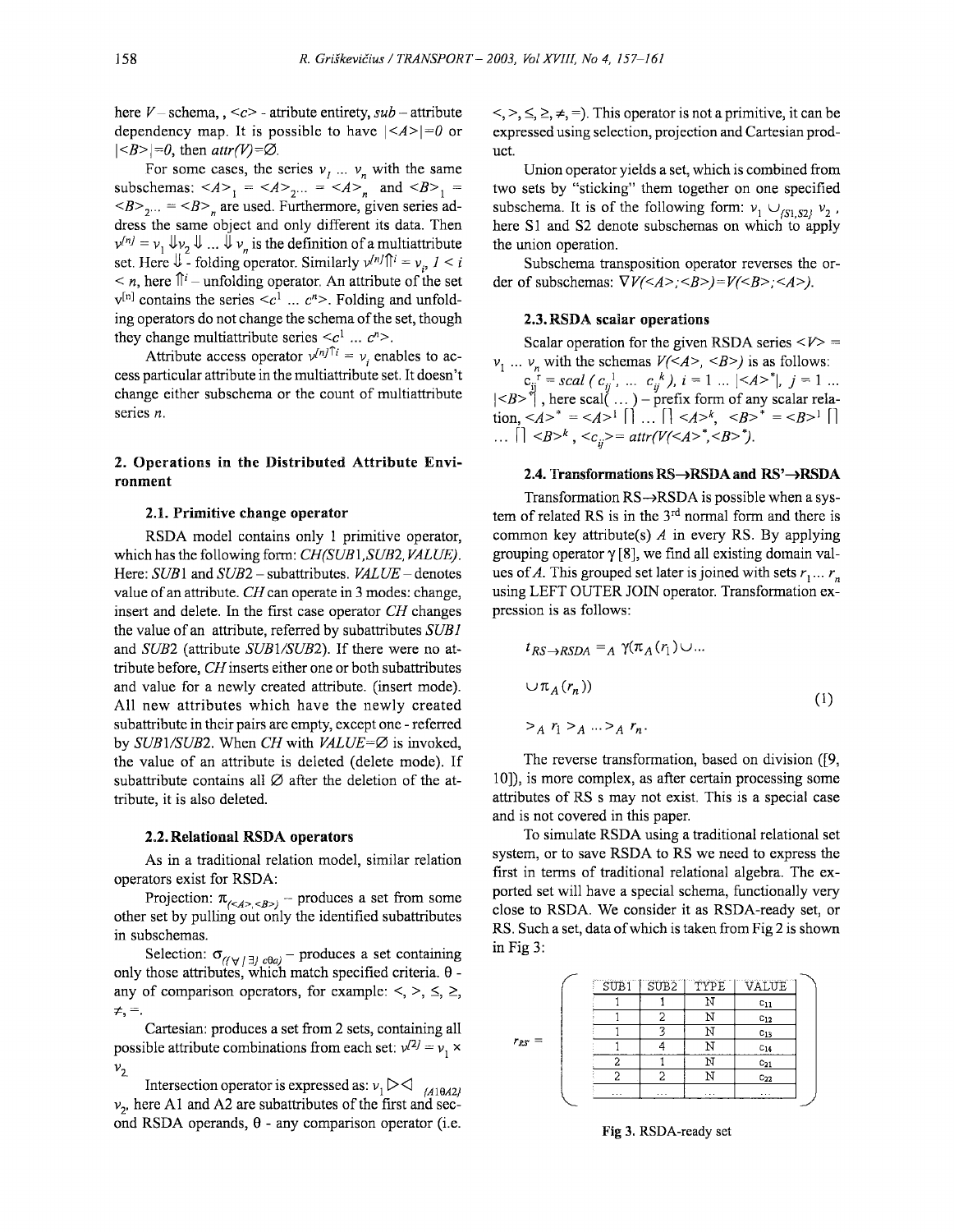here $V$ – schema, , $<c>$ - atribute entirety, *sub* – attribute dependency map. It is possible to have $|<A>|=0$ or $|<B>|=0$, then $attr(V)=\varnothing$.

For some cases, the series $v_1 \ldots v_n$ with the same subschemas: $<A>_1 = <A>_2 \ldots = <A>_n$ and $<B>_1 = <B>_2 \ldots = <B>_n$ are used. Furthermore, given series address the same object and only different its data. Then $v^{[n]} = v_1 \Downarrow v_2 \Downarrow \ldots \Downarrow v_n$ is the definition of a multiattribute set. Here $\Downarrow$ - folding operator. Similarly $v^{[n]} \Uparrow^i = v_i$, $1 < i < n$, here $\Uparrow^i$ – unfolding operator. An attribute of the set $v^{[n]}$ contains the series $<c^1 \ldots c^n>$. Folding and unfolding operators do not change the schema of the set, though they change multiattribute series $<c^1 \ldots c^n>$.

Attribute access operator $v^{[n]} \uparrow^i = v_i$ enables to access particular attribute in the multiattribute set. It doesn't change either subschema or the count of multiattribute series $n$.

## 2. Operations in the Distributed Attribute Environment

### 2.1. Primitive change operator

RSDA model contains only 1 primitive operator, which has the following form: *CH(SUB1,SUB2, VALUE)*. Here: *SUB*1 and *SUB*2 – subattributes. *VALUE* – denotes value of an attribute. *CH* can operate in 3 modes: change, insert and delete. In the first case operator *CH* changes the value of an attribute, referred by subattributes *SUB1* and *SUB*2 (attribute *SUB1/SUB*2). If there were no attribute before, *CH* inserts either one or both subattributes and value for a newly created attribute. (insert mode). All new attributes which have the newly created subattribute in their pairs are empty, except one - referred by *SUB1/SUB2*. When *CH* with $VALUE=\varnothing$ is invoked, the value of an attribute is deleted (delete mode). If subattribute contains all $\varnothing$ after the deletion of the attribute, it is also deleted.

### 2.2. Relational RSDA operators

As in a traditional relation model, similar relation operators exist for RSDA:

Projection: $\pi_{(<A>,<B>)}$ – produces a set from some other set by pulling out only the identified subattributes in subschemas.

Selection: $\sigma_{(\{\forall \mid \exists\} c\theta a)}$ – produces a set containing only those attributes, which match specified criteria. $\theta$ - any of comparison operators, for example: $<, >, \leq, \geq, \neq, =$.

Cartesian: produces a set from 2 sets, containing all possible attribute combinations from each set: $v^{[2]} = v_1 \times v_2$.

Intersection operator is expressed as: $v_1 \bowtie_{\{A1 \theta A2\}} v_2$, here A1 and A2 are subattributes of the first and second RSDA operands, $\theta$ - any comparison operator (i.e. $<, >, \leq, \geq, \neq, =$). This operator is not a primitive, it can be expressed using selection, projection and Cartesian product.

Union operator yields a set, which is combined from two sets by "sticking" them together on one specified subschema. It is of the following form: $v_1 \cup_{\{S1,S2\}} v_2$, here S1 and S2 denote subschemas on which to apply the union operation.

Subschema transposition operator reverses the order of subschemas: $\nabla V(<A>;<B>)=V(<B>;<A>)$.

### 2.3. RSDA scalar operations

Scalar operation for the given RSDA series $<V> = v_1 \ldots v_n$ with the schemas $V(<A>, <B>)$ is as follows: $c_{ij}^{r} = scal\,(c_{ij}^{1}, \ldots c_{ij}^{k}),\ i = 1 \ldots |<A>^{*}|,\ j = 1 \ldots |<B>^{*}|$, here scal( ... ) – prefix form of any scalar relation, $<A>^{*} = <A>^{1} \sqcap \ldots \sqcap <A>^{k}$, $<B>^{*} = <B>^{1} \sqcap \ldots \sqcap <B>^{k}$, $<c_{ij}> = attr(V(<A>^{*},<B>^{*})$.

### 2.4. Transformations RS→RSDA and RS'→RSDA

Transformation RS→RSDA is possible when a system of related RS is in the 3rd normal form and there is common key attribute(s) $A$ in every RS. By applying grouping operator $\gamma$ [8], we find all existing domain values of $A$. This grouped set later is joined with sets $r_1 \ldots r_n$ using LEFT OUTER JOIN operator. Transformation expression is as follows:

$$
\begin{aligned}
t_{RS \to RSDA} &= {}_A\gamma(\pi_A(r_1) \cup \ldots \\
&\cup \pi_A(r_n)) \\
&>_A r_1 >_A \ldots >_A r_n.
\end{aligned}
\tag{1}
$$

The reverse transformation, based on division ([9, 10]), is more complex, as after certain processing some attributes of RS s may not exist. This is a special case and is not covered in this paper.

To simulate RSDA using a traditional relational set system, or to save RSDA to RS we need to express the first in terms of traditional relational algebra. The exported set will have a special schema, functionally very close to RSDA. We consider it as RSDA-ready set, or RS. Such a set, data of which is taken from Fig 2 is shown in Fig 3:

$r_{RS'} =$

| SUB1 | SUB2 | TYPE | VALUE |
|---|---|---|---|
| 1 | 1 | N | $c_{11}$ |
| 1 | 2 | N | $c_{12}$ |
| 1 | 3 | N | $c_{13}$ |
| 1 | 4 | N | $c_{14}$ |
| 2 | 1 | N | $c_{21}$ |
| 2 | 2 | N | $c_{22}$ |
| ... | ... | ... | ... |

Fig 3. RSDA-ready set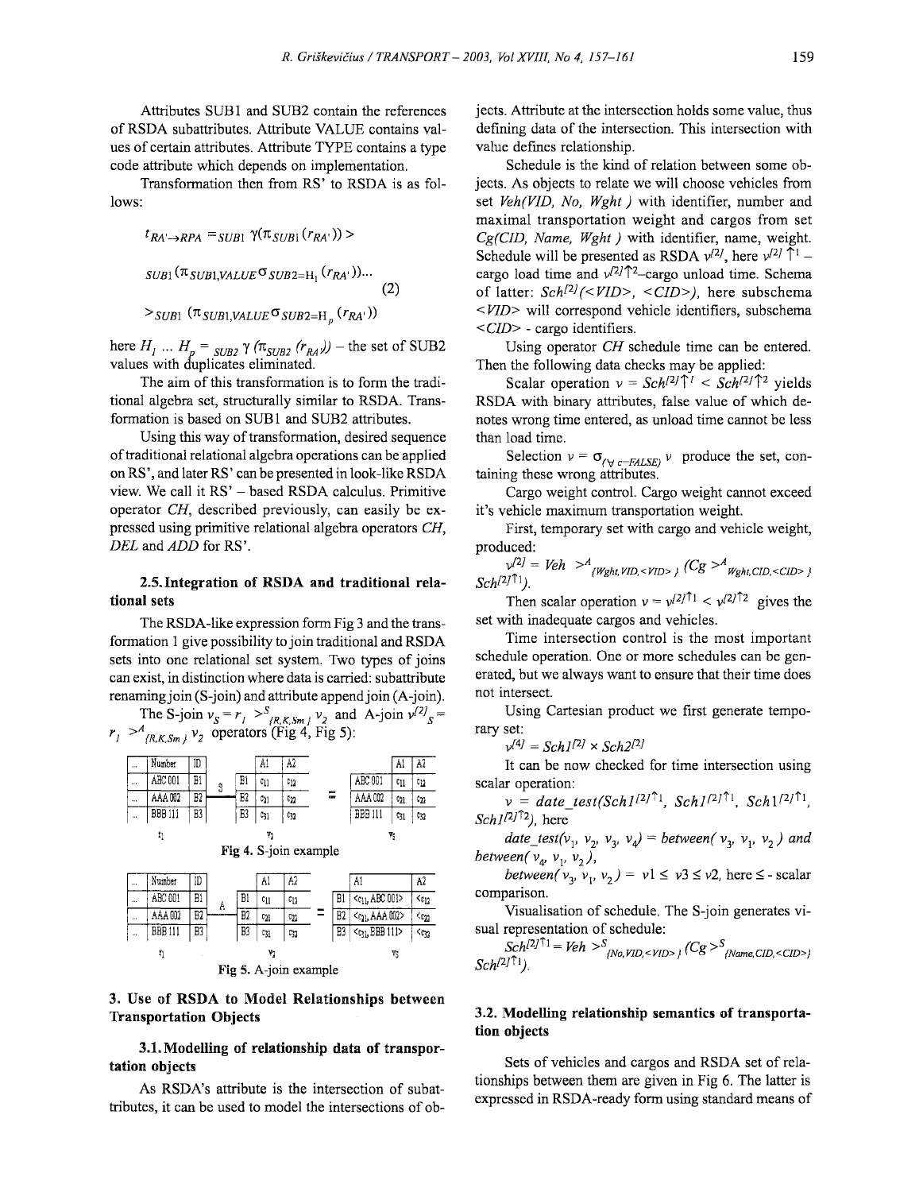Attributes SUB1 and SUB2 contain the references of RSDA subattributes. Attribute VALUE contains values of certain attributes. Attribute TYPE contains a type code attribute which depends on implementation.

Transformation then from RS' to RSDA is as follows:

$$t_{RA' \to RPA} = {}_{SUB1}\gamma(\pi_{SUB1}(r_{RA'})) >$$
$$_{SUB1}(\pi_{SUB1,VALUE}\sigma_{SUB2=H_1}(r_{RA'}))\ldots \quad (2)$$
$$>_{SUB1}(\pi_{SUB1,VALUE}\sigma_{SUB2=H_p}(r_{RA'}))$$

here $H_1 \ldots H_p = {}_{SUB2}\gamma(\pi_{SUB2}(r_{RA'}))$ – the set of SUB2 values with duplicates eliminated.

The aim of this transformation is to form the traditional algebra set, structurally similar to RSDA. Transformation is based on SUB1 and SUB2 attributes.

Using this way of transformation, desired sequence of traditional relational algebra operations can be applied on RS', and later RS' can be presented in look-like RSDA view. We call it RS' – based RSDA calculus. Primitive operator *CH*, described previously, can easily be expressed using primitive relational algebra operators *CH*, *DEL* and *ADD* for RS'.

### 2.5. Integration of RSDA and traditional relational sets

The RSDA-like expression form Fig 3 and the transformation 1 give possibility to join traditional and RSDA sets into one relational set system. Two types of joins can exist, in distinction where data is carried: subattribute renaming join (S-join) and attribute append join (A-join).

The S-join $v_S = r_1 >^S_{\{R,K,Sm\}} v_2$ and A-join $v^{[2]}_S = r_1 >^A_{\{R,K,Sm\}} v_2$ operators (Fig 4, Fig 5):

| ... | Number | ID |
|---|---|---|
| ... | ABC 001 | B1 |
| ... | AAA 002 | B2 |
| ... | BBB 111 | B3 |

$r_1$ S

| | A1 | A2 |
|---|---|---|
| B1 | $c_{11}$ | $c_{12}$ |
| B2 | $c_{21}$ | $c_{22}$ |
| B3 | $c_{31}$ | $c_{32}$ |

$v_2$ =

| | A1 | A2 |
|---|---|---|
| ABC 001 | $c_{11}$ | $c_{12}$ |
| AAA 002 | $c_{21}$ | $c_{22}$ |
| BBB 111 | $c_{31}$ | $c_{32}$ |

$v_S$

Fig 4. S-join example

| ... | Number | ID |
|---|---|---|
| ... | ABC 001 | B1 |
| ... | AAA 002 | B2 |
| ... | BBB 111 | B3 |

$r_1$ A

| | A1 | A2 |
|---|---|---|
| B1 | $c_{11}$ | $c_{12}$ |
| B2 | $c_{21}$ | $c_{22}$ |
| B3 | $c_{31}$ | $c_{32}$ |

$v_2$ =

| | A1 | A2 |
|---|---|---|
| B1 | $<c_{11}$, ABC 001> | $<c_{12}$ |
| B2 | $<c_{21}$, AAA 002> | $<c_{22}$ |
| B3 | $<c_{31}$, BBB 111> | $<c_{32}$ |

$v_S$

Fig 5. A-join example

## 3. Use of RSDA to Model Relationships between Transportation Objects

### 3.1. Modelling of relationship data of transportation objects

As RSDA's attribute is the intersection of subattributes, it can be used to model the intersections of objects. Attribute at the intersection holds some value, thus defining data of the intersection. This intersection with value defines relationship.

Schedule is the kind of relation between some objects. As objects to relate we will choose vehicles from set *Veh(VID, No, Wght )* with identifier, number and maximal transportation weight and cargos from set *Cg(CID, Name, Wght )* with identifier, name, weight. Schedule will be presented as RSDA $v^{[2]}$, here $v^{[2]}\uparrow^1$ – cargo load time and $v^{[2]}\uparrow^2$–cargo unload time. Schema of latter: $Sch^{[2]}(<VID>, <CID>)$, here subschema $<VID>$ will correspond vehicle identifiers, subschema $<CID>$ - cargo identifiers.

Using operator *CH* schedule time can be entered. Then the following data checks may be applied:

Scalar operation $v = Sch^{[2]}\uparrow^1 < Sch^{[2]}\uparrow^2$ yields RSDA with binary attributes, false value of which denotes wrong time entered, as unload time cannot be less than load time.

Selection $v = \sigma_{(\forall\, c=FALSE)}\, v$ produce the set, containing these wrong attributes.

Cargo weight control. Cargo weight cannot exceed it's vehicle maximum transportation weight.

First, temporary set with cargo and vehicle weight, produced:

$v^{[2]} = Veh >^A_{\{Wght,VID,<VID>\}} (Cg >^A_{Wght,CID,<CID>\}} Sch^{[2]}\uparrow^1)$.

Then scalar operation $v = v^{[2]}\uparrow^1 < v^{[2]}\uparrow^2$ gives the set with inadequate cargos and vehicles.

Time intersection control is the most important schedule operation. One or more schedules can be generated, but we always want to ensure that their time does not intersect.

Using Cartesian product we first generate temporary set:

$v^{[4]} = Sch1^{[2]} \times Sch2^{[2]}$

It can be now checked for time intersection using scalar operation:

$v = date\_test(Sch1^{[2]}\uparrow^1, Sch1^{[2]}\uparrow^1, Sch1^{[2]}\uparrow^1, Sch1^{[2]}\uparrow^2)$, here

$date\_test(v_1, v_2, v_3, v_4) = between(v_3, v_1, v_2)$ and $between(v_4, v_1, v_2)$,

$between(v_3, v_1, v_2) = v1 \le v3 \le v2$, here $\le$ - scalar comparison.

Visualisation of schedule. The S-join generates visual representation of schedule:

$Sch^{[2]}\uparrow^1 = Veh >^S_{\{No,VID,<VID>\}} (Cg >^S_{\{Name,CID,<CID>\}} Sch^{[2]}\uparrow^1)$.

### 3.2. Modelling relationship semantics of transportation objects

Sets of vehicles and cargos and RSDA set of relationships between them are given in Fig 6. The latter is expressed in RSDA-ready form using standard means of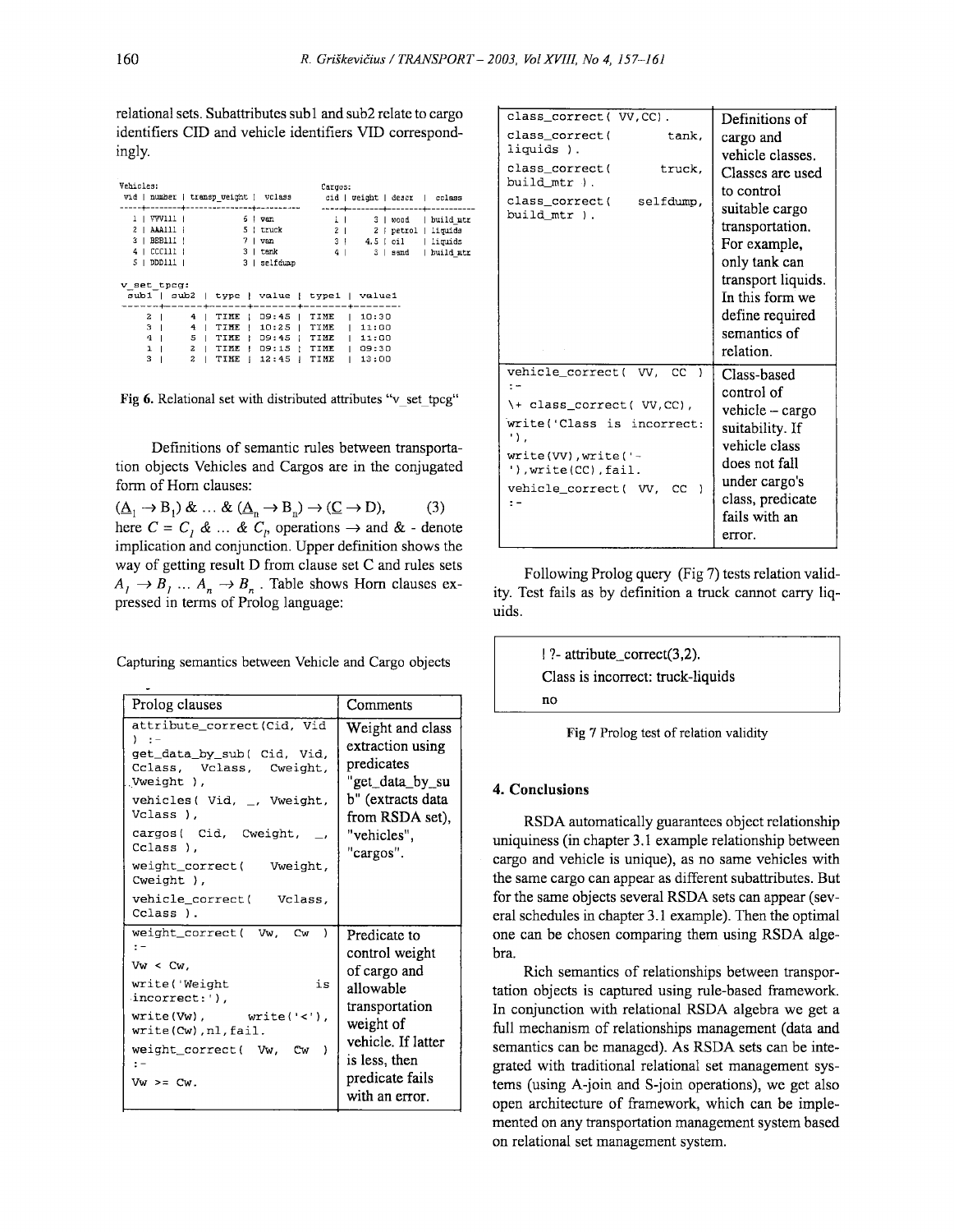relational sets. Subattributes sub1 and sub2 relate to cargo identifiers CID and vehicle identifiers VID correspondingly.

```
Vehicles:                                         Cargos:
 vid | number | transp_weight | vclass             cid | weight | descr  | cclass
-----+--------+---------------+---------          -----+--------+--------+----------
  1  | VVV111 |             6 | van                 1  |      3 | wood   | build_mtr
  2  | AAA111 |             5 | truck               2  |      2 | petrol | liquids
  3  | BBB111 |             7 | van                 3  |    4.5 | oil    | liquids
  4  | CCC111 |             3 | tank                4  |      3 | sand   | build_mtr
  5  | DDD111 |             3 | selfdump

v_set_tpcg:
 sub1 | sub2 | type | value | type1 | value1
------+------+------+-------+-------+--------
    2 |    4 | TIME | 09:45 | TIME  | 10:30
    3 |    4 | TIME | 10:25 | TIME  | 11:00
    4 |    5 | TIME | 09:45 | TIME  | 11:00
    1 |    2 | TIME | 09:15 | TIME  | 09:30
    3 |    2 | TIME | 12:45 | TIME  | 13:00
```

Fig 6. Relational set with distributed attributes "v_set_tpcg"

Definitions of semantic rules between transportation objects Vehicles and Cargos are in the conjugated form of Horn clauses:

$$(\underline{A}_1 \rightarrow B_1) \,\&\, \ldots \,\&\, (\underline{A}_n \rightarrow B_n) \rightarrow (\underline{C} \rightarrow D), \qquad (3)$$

here $C = C_1 \,\&\, \ldots \,\&\, C_l$, operations $\rightarrow$ and & - denote implication and conjunction. Upper definition shows the way of getting result D from clause set C and rules sets $A_1 \rightarrow B_1 \ldots A_n \rightarrow B_n$. Table shows Horn clauses expressed in terms of Prolog language:

Capturing semantics between Vehicle and Cargo objects

| Prolog clauses | Comments |
|---|---|
| `attribute_correct(Cid, Vid ) :- get_data_by_sub( Cid, Vid, Cclass, Vclass, Cweight, Vweight ), vehicles( Vid, _, Vweight, Vclass ), cargos( Cid, Cweight, _, Cclass ), weight_correct( Vweight, Cweight ), vehicle_correct( Vclass, Cclass ).` | Weight and class extraction using predicates "get_data_by_sub" (extracts data from RSDA set), "vehicles", "cargos". |
| `weight_correct( Vw, Cw ) :- Vw < Cw, write('Weight is incorrect:'), write(Vw), write('<'), write(Cw),nl,fail. weight_correct( Vw, Cw ) :- Vw >= Cw.` | Predicate to control weight of cargo and allowable transportation weight of vehicle. If latter is less, then predicate fails with an error. |
| `class_correct( VV,CC). class_correct( tank, liquids ). class_correct( truck, build_mtr ). class_correct( selfdump, build_mtr ).` | Definitions of cargo and vehicle classes. Classes are used to control suitable cargo transportation. For example, only tank can transport liquids. In this form we define required semantics of relation. |
| `vehicle_correct( VV, CC ) :- \+ class_correct( VV,CC), write('Class is incorrect: '), write(VV),write('-'),write(CC),fail. vehicle_correct( VV, CC ) :-` | Class-based control of vehicle – cargo suitability. If vehicle class does not fall under cargo's class, predicate fails with an error. |

Following Prolog query (Fig 7) tests relation validity. Test fails as by definition a truck cannot carry liquids.

```
| ?- attribute_correct(3,2).
Class is incorrect: truck-liquids
no
```

Fig 7 Prolog test of relation validity

## 4. Conclusions

RSDA automatically guarantees object relationship uniquiness (in chapter 3.1 example relationship between cargo and vehicle is unique), as no same vehicles with the same cargo can appear as different subattributes. But for the same objects several RSDA sets can appear (several schedules in chapter 3.1 example). Then the optimal one can be chosen comparing them using RSDA algebra.

Rich semantics of relationships between transportation objects is captured using rule-based framework. In conjunction with relational RSDA algebra we get a full mechanism of relationships management (data and semantics can be managed). As RSDA sets can be integrated with traditional relational set management systems (using A-join and S-join operations), we get also open architecture of framework, which can be implemented on any transportation management system based on relational set management system.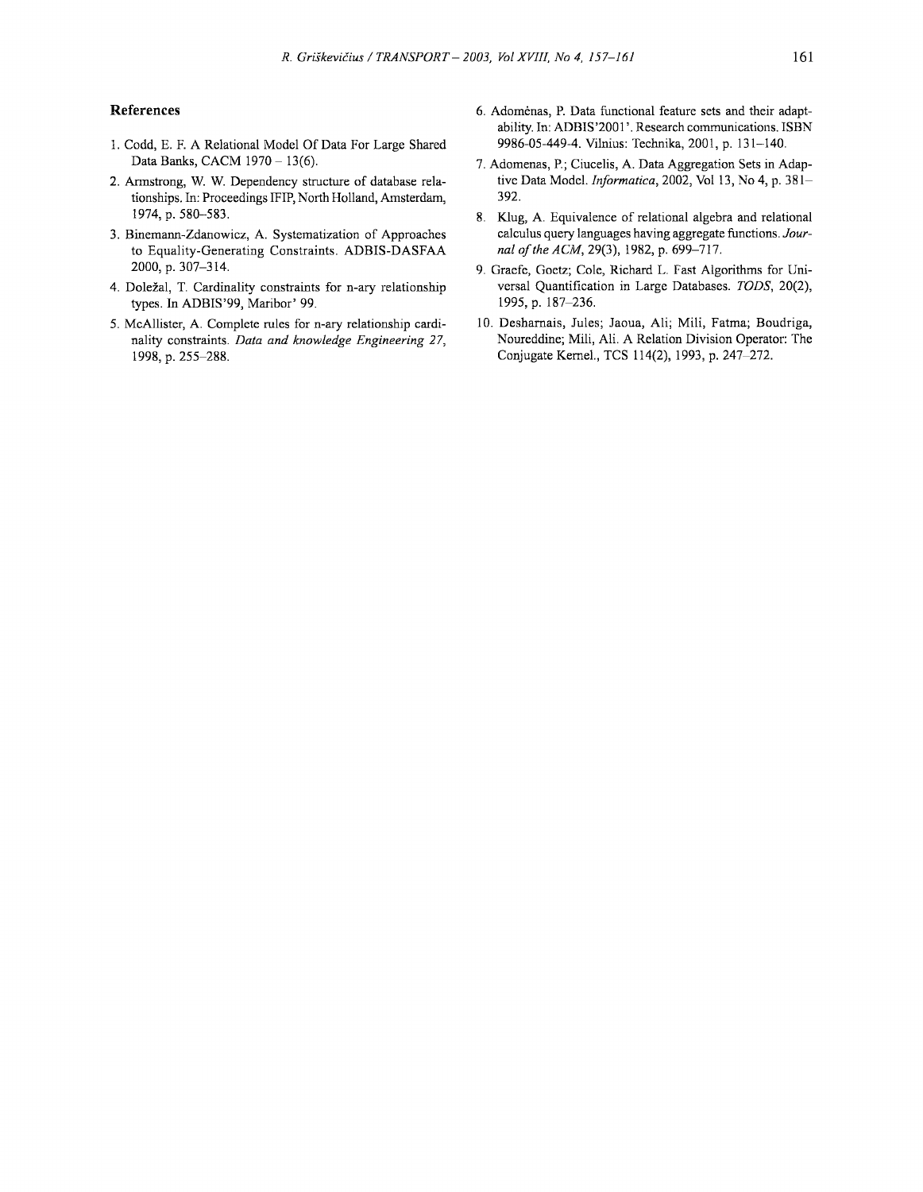## References

1. Codd, E. F. A Relational Model Of Data For Large Shared Data Banks, CACM 1970 – 13(6).
2. Armstrong, W. W. Dependency structure of database relationships. In: Proceedings IFIP, North Holland, Amsterdam, 1974, p. 580–583.
3. Binemann-Zdanowicz, A. Systematization of Approaches to Equality-Generating Constraints. ADBIS-DASFAA 2000, p. 307–314.
4. Doležal, T. Cardinality constraints for n-ary relationship types. In ADBIS'99, Maribor' 99.
5. McAllister, A. Complete rules for n-ary relationship cardinality constraints. *Data and knowledge Engineering 27*, 1998, p. 255–288.
6. Adomėnas, P. Data functional feature sets and their adaptability. In: ADBIS'2001'. Research communications. ISBN 9986-05-449-4. Vilnius: Technika, 2001, p. 131–140.
7. Adomenas, P.; Ciucelis, A. Data Aggregation Sets in Adaptive Data Model. *Informatica*, 2002, Vol 13, No 4, p. 381–392.
8. Klug, A. Equivalence of relational algebra and relational calculus query languages having aggregate functions. *Journal of the ACM*, 29(3), 1982, p. 699–717.
9. Graefe, Goetz; Cole, Richard L. Fast Algorithms for Universal Quantification in Large Databases. *TODS*, 20(2), 1995, p. 187–236.
10. Desharnais, Jules; Jaoua, Ali; Mili, Fatma; Boudriga, Noureddine; Mili, Ali. A Relation Division Operator: The Conjugate Kernel., TCS 114(2), 1993, p. 247–272.